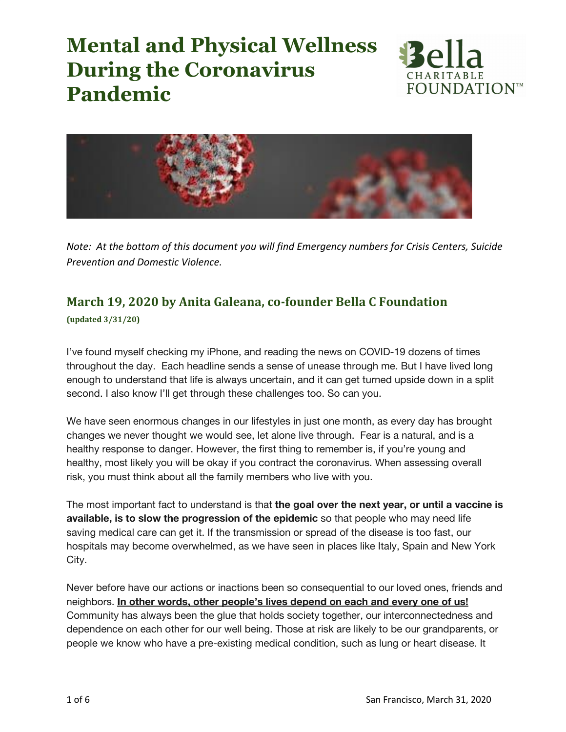# Mental and Physical Wellness During the Coronavirus Pandemic

*Note: At the bottom of this document you will find Emergency numbers for Crisis Centers, Suicide Prevention and Domestic Violence.*

## March 19, 2020 by Anita Galeana, co-founder Bella C Foundation

**(updated 3/31/20)**

I've found myself checking my iPhone, and reading the news on COVID-19 dozens of times throughout the day. Each headline sends a sense of unease through me. But I have lived long enough to understand that life is always uncertain, and it can get turned upside down in a split second. I also know I'll get through these challenges too. So can you.

We have seen enormous changes in our lifestyles in just one month, as every day has brought changes we never thought we would see, let alone live through. Fear is a natural, and is a healthy response to danger. However, the first thing to remember is, if you're young and healthy, most likely you will be okay if you contract the coronavirus. When assessing overall risk, you must think about all the family members who live with you.

The most important fact to understand is that **the goal over the next year, or until a vaccine is available, is to slow the progression of the epidemic** so that people who may need life saving medical care can get it. If the transmission or spread of the disease is too fast, our hospitals may become overwhelmed, as we have seen in places like Italy, Spain and New York City.

Never before have our actions or inactions been so consequential to our loved ones, friends and neighbors. **<u>In other words, other people's lives depend on each and every one of us!</u>** Community has always been the glue that holds society together, our interconnectedness and dependence on each other for our well being. Those at risk are likely to be our grandparents, or people we know who have a pre-existing medical condition, such as lung or heart disease. It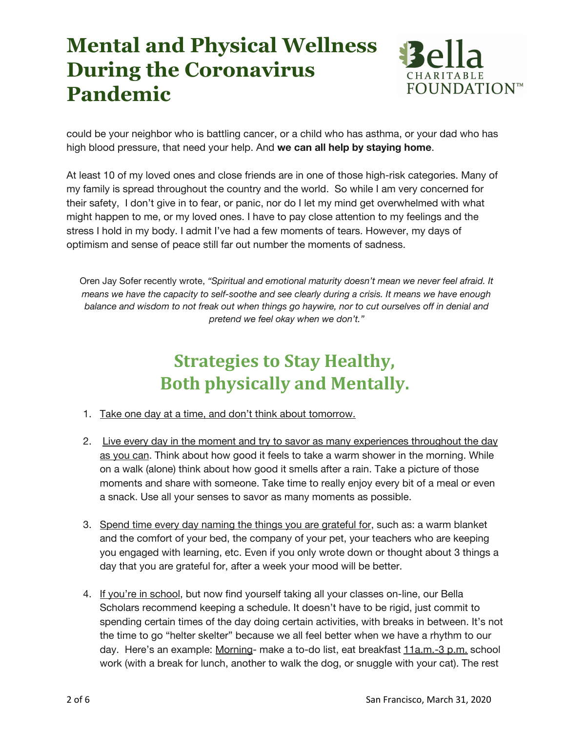could be your neighbor who is battling cancer, or a child who has asthma, or your dad who has high blood pressure, that need your help. And **we can all help by staying home**.

At least 10 of my loved ones and close friends are in one of those high-risk categories. Many of my family is spread throughout the country and the world. So while I am very concerned for their safety, I don't give in to fear, or panic, nor do I let my mind get overwhelmed with what might happen to me, or my loved ones. I have to pay close attention to my feelings and the stress I hold in my body. I admit I've had a few moments of tears. However, my days of optimism and sense of peace still far out number the moments of sadness.

> Oren Jay Sofer recently wrote, *"Spiritual and emotional maturity doesn't mean we never feel afraid. It means we have the capacity to self-soothe and see clearly during a crisis. It means we have enough balance and wisdom to not freak out when things go haywire, nor to cut ourselves off in denial and pretend we feel okay when we don't."*

## Strategies to Stay Healthy, Both physically and Mentally.

1. Take one day at a time, and don't think about tomorrow.

2. Live every day in the moment and try to savor as many experiences throughout the day as you can. Think about how good it feels to take a warm shower in the morning. While on a walk (alone) think about how good it smells after a rain. Take a picture of those moments and share with someone. Take time to really enjoy every bit of a meal or even a snack. Use all your senses to savor as many moments as possible.

3. Spend time every day naming the things you are grateful for, such as: a warm blanket and the comfort of your bed, the company of your pet, your teachers who are keeping you engaged with learning, etc. Even if you only wrote down or thought about 3 things a day that you are grateful for, after a week your mood will be better.

4. If you're in school, but now find yourself taking all your classes on-line, our Bella Scholars recommend keeping a schedule. It doesn't have to be rigid, just commit to spending certain times of the day doing certain activities, with breaks in between. It's not the time to go "helter skelter" because we all feel better when we have a rhythm to our day. Here's an example: Morning- make a to-do list, eat breakfast 11a.m.-3 p.m. school work (with a break for lunch, another to walk the dog, or snuggle with your cat). The rest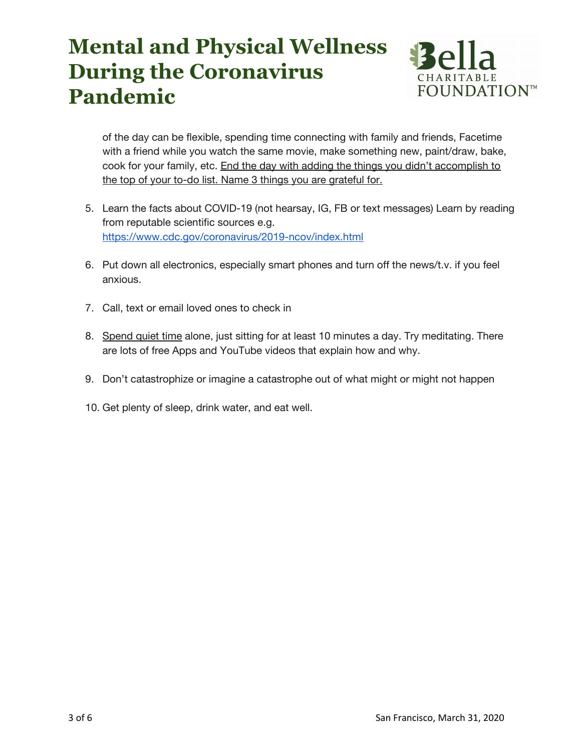of the day can be flexible, spending time connecting with family and friends, Facetime with a friend while you watch the same movie, make something new, paint/draw, bake, cook for your family, etc. End the day with adding the things you didn't accomplish to the top of your to-do list. Name 3 things you are grateful for.

5. Learn the facts about COVID-19 (not hearsay, IG, FB or text messages) Learn by reading from reputable scientific sources e.g. https://www.cdc.gov/coronavirus/2019-ncov/index.html

6. Put down all electronics, especially smart phones and turn off the news/t.v. if you feel anxious.

7. Call, text or email loved ones to check in

8. Spend quiet time alone, just sitting for at least 10 minutes a day. Try meditating. There are lots of free Apps and YouTube videos that explain how and why.

9. Don't catastrophize or imagine a catastrophe out of what might or might not happen

10. Get plenty of sleep, drink water, and eat well.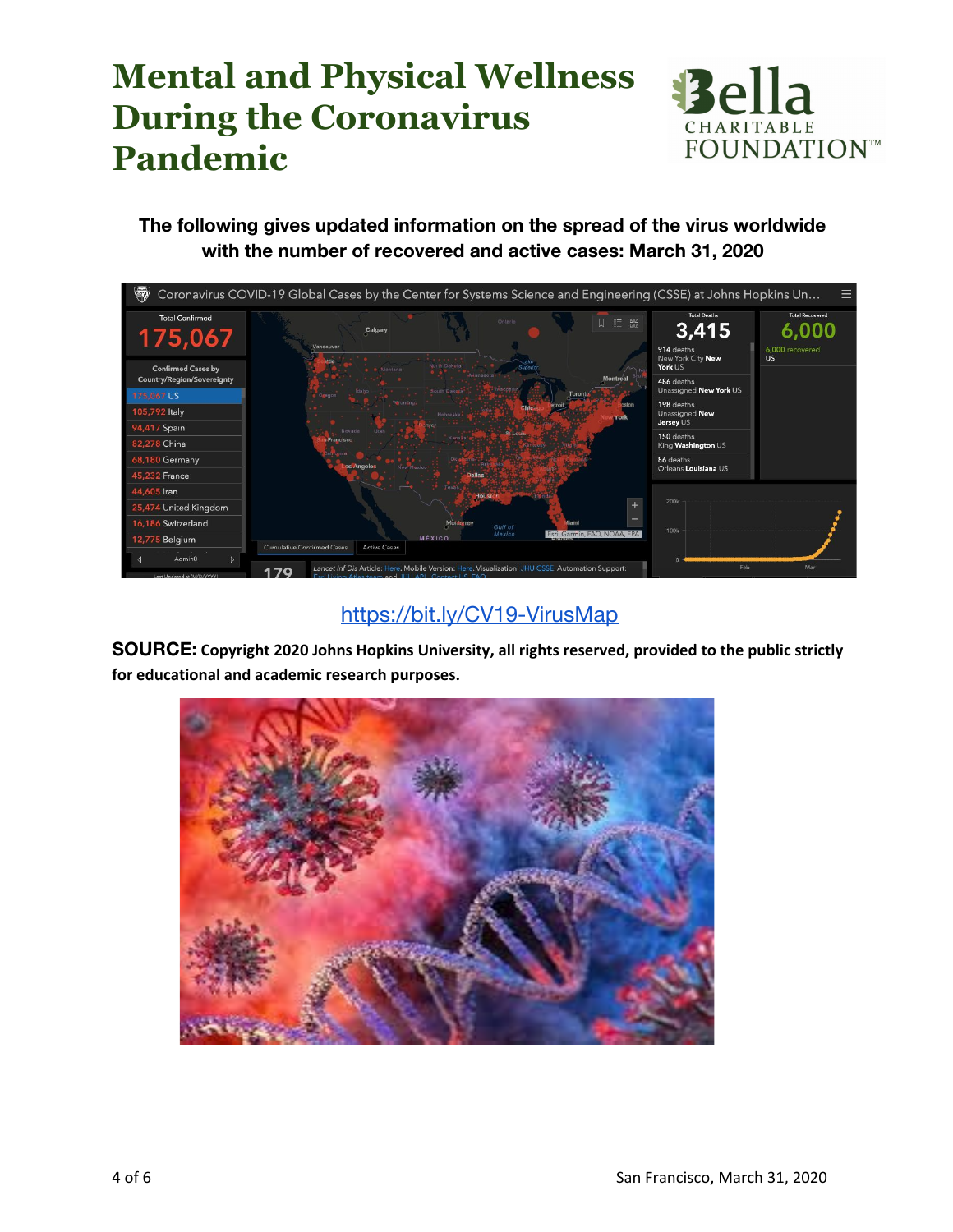# Mental and Physical Wellness During the Coronavirus Pandemic

**The following gives updated information on the spread of the virus worldwide with the number of recovered and active cases: March 31, 2020**

https://bit.ly/CV19-VirusMap

**SOURCE: Copyright 2020 Johns Hopkins University, all rights reserved, provided to the public strictly for educational and academic research purposes.**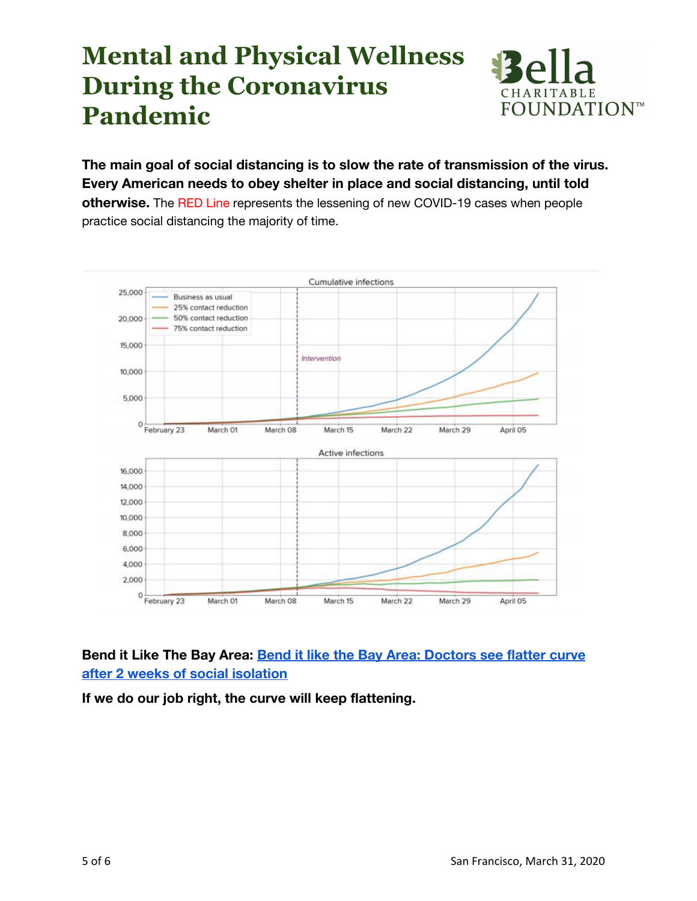# Mental and Physical Wellness During the Coronavirus Pandemic

**The main goal of social distancing is to slow the rate of transmission of the virus. Every American needs to obey shelter in place and social distancing, until told otherwise.** The RED Line represents the lessening of new COVID-19 cases when people practice social distancing the majority of time.

**Bend it Like The Bay Area:** **[Bend it like the Bay Area: Doctors see flatter curve after 2 weeks of social isolation]**

**If we do our job right, the curve will keep flattening.**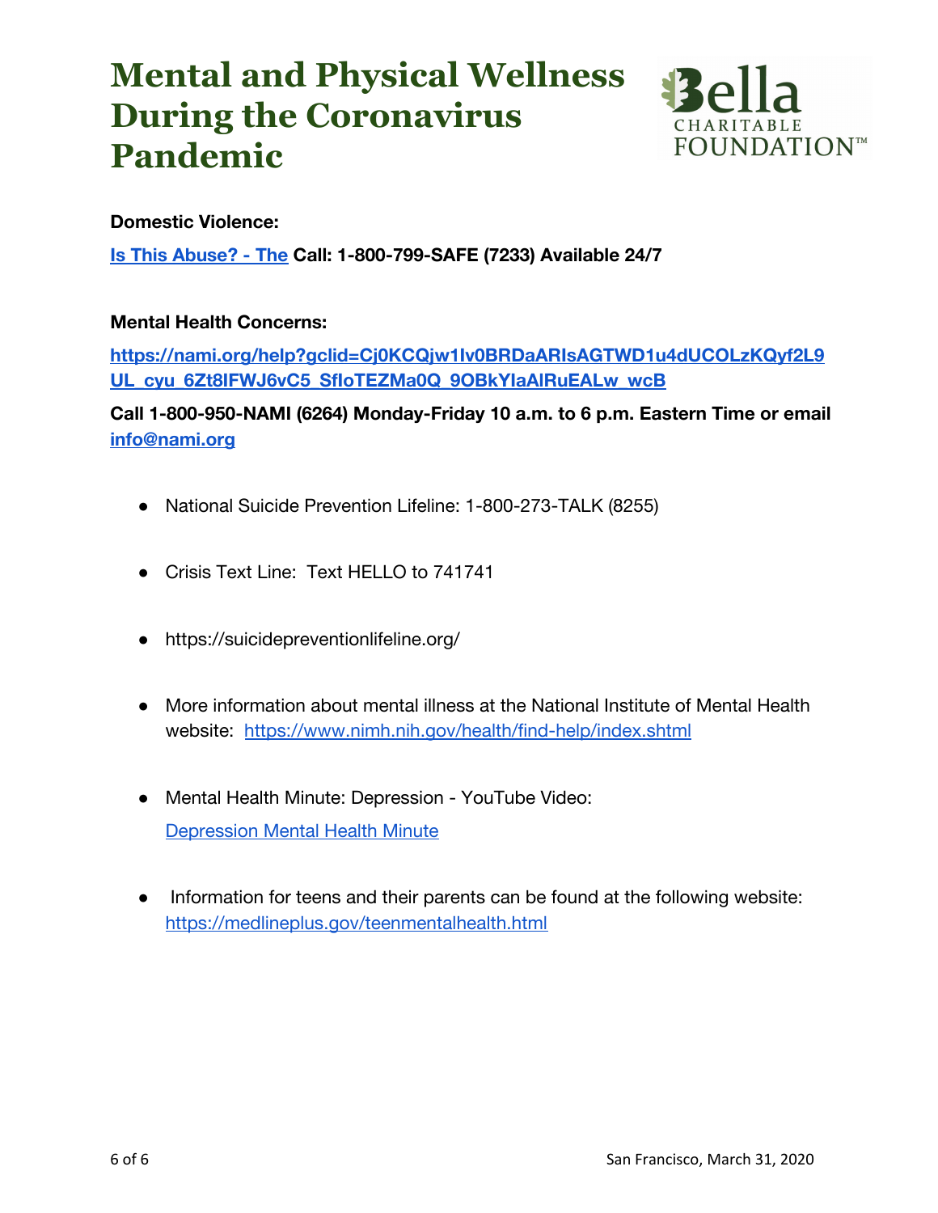# Mental and Physical Wellness During the Coronavirus Pandemic

**Domestic Violence:**

**Is This Abuse? - The Call: 1-800-799-SAFE (7233) Available 24/7**

**Mental Health Concerns:**

**https://nami.org/help?gclid=Cj0KCQjw1Iv0BRDaARIsAGTWD1u4dUCOLzKQyf2L9UL_cyu_6Zt8IFWJ6vC5_SfIoTEZMa0Q_9OBkYIaAlRuEALw_wcB**

**Call 1-800-950-NAMI (6264) Monday-Friday 10 a.m. to 6 p.m. Eastern Time or email info@nami.org**

- National Suicide Prevention Lifeline: 1-800-273-TALK (8255)
- Crisis Text Line: Text HELLO to 741741
- https://suicidepreventionlifeline.org/
- More information about mental illness at the National Institute of Mental Health website: https://www.nimh.nih.gov/health/find-help/index.shtml
- Mental Health Minute: Depression - YouTube Video: Depression Mental Health Minute
- Information for teens and their parents can be found at the following website: https://medlineplus.gov/teenmentalhealth.html

San Francisco, March 31, 2020